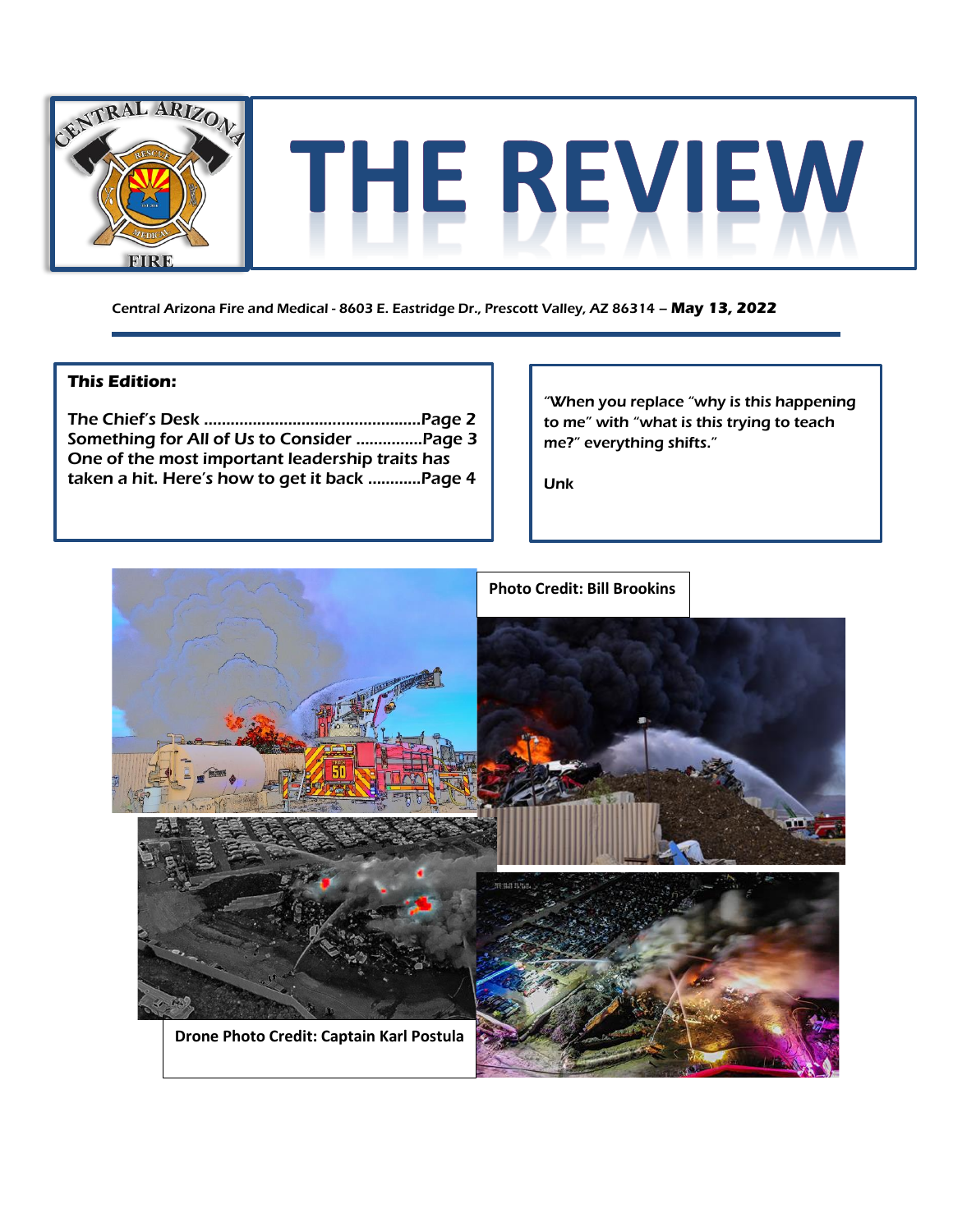# THE REVIEW

Central Arizona Fire and Medical - 8603 E. Eastridge Dr., Prescott Valley, AZ 86314 – **May 13, 2022**

***This Edition:***

The Chief's Desk ................................................Page 2
Something for All of Us to Consider ...............Page 3
One of the most important leadership traits has taken a hit. Here's how to get it back ............Page 4

"When you replace "why is this happening to me" with "what is this trying to teach me?" everything shifts."

Unk

**Photo Credit: Bill Brookins**

**Drone Photo Credit: Captain Karl Postula**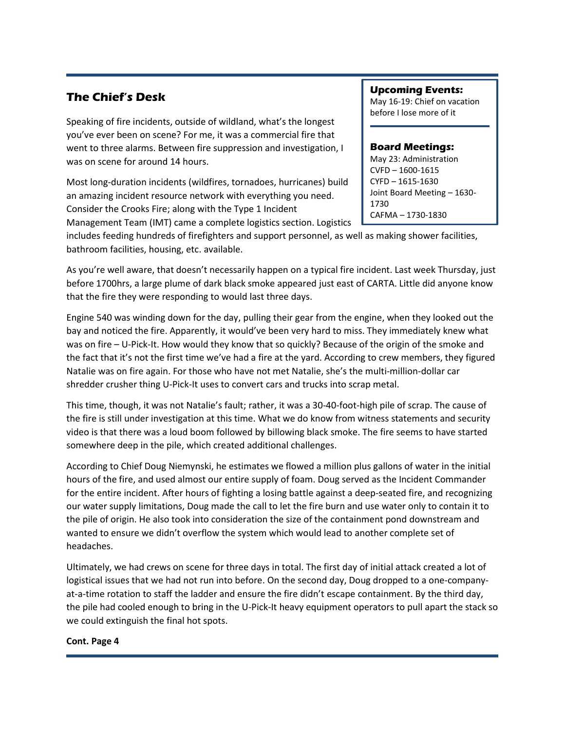## The Chief's Desk

Speaking of fire incidents, outside of wildland, what's the longest you've ever been on scene? For me, it was a commercial fire that went to three alarms. Between fire suppression and investigation, I was on scene for around 14 hours.

Most long-duration incidents (wildfires, tornadoes, hurricanes) build an amazing incident resource network with everything you need. Consider the Crooks Fire; along with the Type 1 Incident Management Team (IMT) came a complete logistics section. Logistics includes feeding hundreds of firefighters and support personnel, as well as making shower facilities, bathroom facilities, housing, etc. available.

As you're well aware, that doesn't necessarily happen on a typical fire incident. Last week Thursday, just before 1700hrs, a large plume of dark black smoke appeared just east of CARTA. Little did anyone know that the fire they were responding to would last three days.

Engine 540 was winding down for the day, pulling their gear from the engine, when they looked out the bay and noticed the fire. Apparently, it would've been very hard to miss. They immediately knew what was on fire – U-Pick-It. How would they know that so quickly? Because of the origin of the smoke and the fact that it's not the first time we've had a fire at the yard. According to crew members, they figured Natalie was on fire again. For those who have not met Natalie, she's the multi-million-dollar car shredder crusher thing U-Pick-It uses to convert cars and trucks into scrap metal.

This time, though, it was not Natalie's fault; rather, it was a 30-40-foot-high pile of scrap. The cause of the fire is still under investigation at this time. What we do know from witness statements and security video is that there was a loud boom followed by billowing black smoke. The fire seems to have started somewhere deep in the pile, which created additional challenges.

According to Chief Doug Niemynski, he estimates we flowed a million plus gallons of water in the initial hours of the fire, and used almost our entire supply of foam. Doug served as the Incident Commander for the entire incident. After hours of fighting a losing battle against a deep-seated fire, and recognizing our water supply limitations, Doug made the call to let the fire burn and use water only to contain it to the pile of origin. He also took into consideration the size of the containment pond downstream and wanted to ensure we didn't overflow the system which would lead to another complete set of headaches.

Ultimately, we had crews on scene for three days in total. The first day of initial attack created a lot of logistical issues that we had not run into before. On the second day, Doug dropped to a one-company-at-a-time rotation to staff the ladder and ensure the fire didn't escape containment. By the third day, the pile had cooled enough to bring in the U-Pick-It heavy equipment operators to pull apart the stack so we could extinguish the final hot spots.

**Cont. Page 4**

### Upcoming Events:

May 16-19: Chief on vacation before I lose more of it

### Board Meetings:

May 23: Administration
CVFD – 1600-1615
CYFD – 1615-1630
Joint Board Meeting – 1630-1730
CAFMA – 1730-1830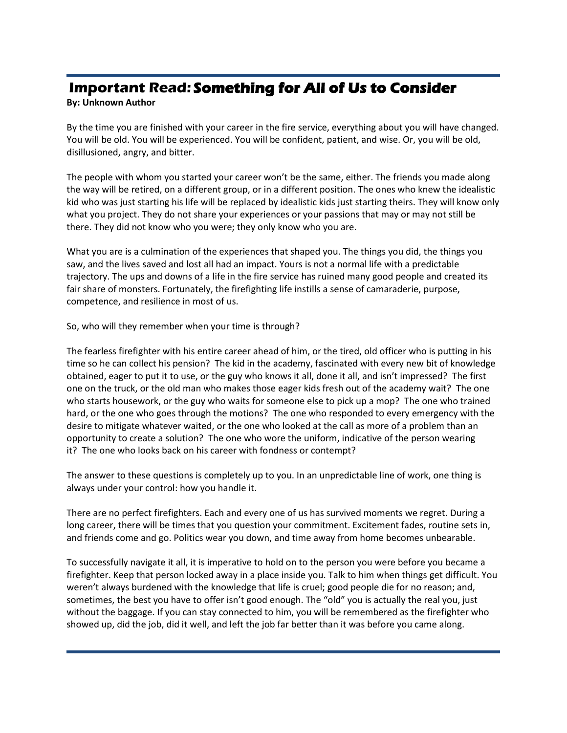# Important Read: Something for All of Us to Consider

**By: Unknown Author**

By the time you are finished with your career in the fire service, everything about you will have changed. You will be old. You will be experienced. You will be confident, patient, and wise. Or, you will be old, disillusioned, angry, and bitter.

The people with whom you started your career won't be the same, either. The friends you made along the way will be retired, on a different group, or in a different position. The ones who knew the idealistic kid who was just starting his life will be replaced by idealistic kids just starting theirs. They will know only what you project. They do not share your experiences or your passions that may or may not still be there. They did not know who you were; they only know who you are.

What you are is a culmination of the experiences that shaped you. The things you did, the things you saw, and the lives saved and lost all had an impact. Yours is not a normal life with a predictable trajectory. The ups and downs of a life in the fire service has ruined many good people and created its fair share of monsters. Fortunately, the firefighting life instills a sense of camaraderie, purpose, competence, and resilience in most of us.

So, who will they remember when your time is through?

The fearless firefighter with his entire career ahead of him, or the tired, old officer who is putting in his time so he can collect his pension? The kid in the academy, fascinated with every new bit of knowledge obtained, eager to put it to use, or the guy who knows it all, done it all, and isn't impressed? The first one on the truck, or the old man who makes those eager kids fresh out of the academy wait? The one who starts housework, or the guy who waits for someone else to pick up a mop? The one who trained hard, or the one who goes through the motions? The one who responded to every emergency with the desire to mitigate whatever waited, or the one who looked at the call as more of a problem than an opportunity to create a solution? The one who wore the uniform, indicative of the person wearing it? The one who looks back on his career with fondness or contempt?

The answer to these questions is completely up to you. In an unpredictable line of work, one thing is always under your control: how you handle it.

There are no perfect firefighters. Each and every one of us has survived moments we regret. During a long career, there will be times that you question your commitment. Excitement fades, routine sets in, and friends come and go. Politics wear you down, and time away from home becomes unbearable.

To successfully navigate it all, it is imperative to hold on to the person you were before you became a firefighter. Keep that person locked away in a place inside you. Talk to him when things get difficult. You weren't always burdened with the knowledge that life is cruel; good people die for no reason; and, sometimes, the best you have to offer isn't good enough. The "old" you is actually the real you, just without the baggage. If you can stay connected to him, you will be remembered as the firefighter who showed up, did the job, did it well, and left the job far better than it was before you came along.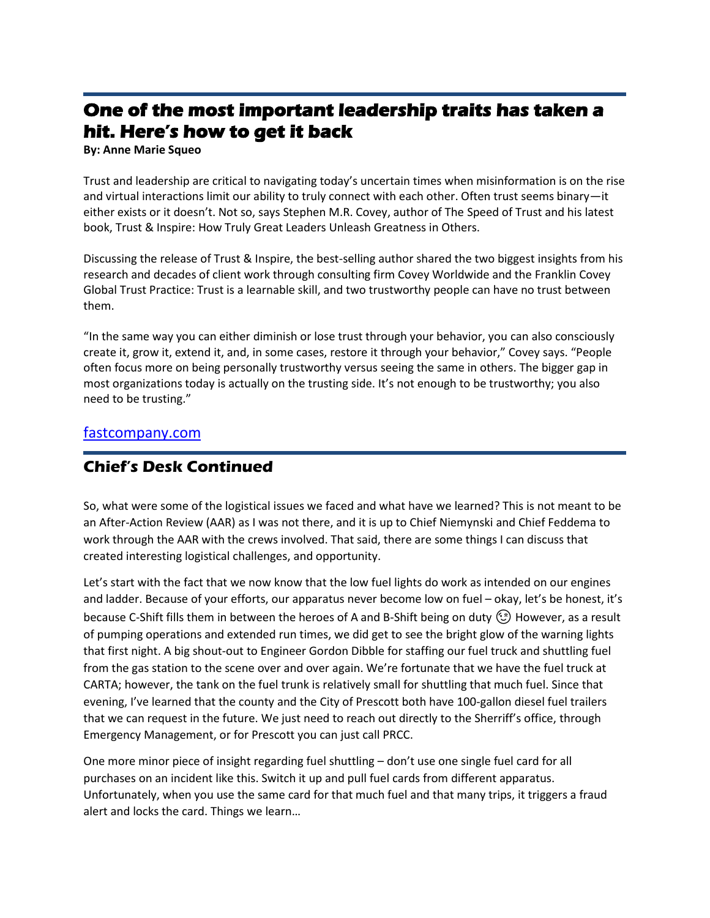## One of the most important leadership traits has taken a hit. Here's how to get it back

**By: Anne Marie Squeo**

Trust and leadership are critical to navigating today's uncertain times when misinformation is on the rise and virtual interactions limit our ability to truly connect with each other. Often trust seems binary—it either exists or it doesn't. Not so, says Stephen M.R. Covey, author of The Speed of Trust and his latest book, Trust & Inspire: How Truly Great Leaders Unleash Greatness in Others.

Discussing the release of Trust & Inspire, the best-selling author shared the two biggest insights from his research and decades of client work through consulting firm Covey Worldwide and the Franklin Covey Global Trust Practice: Trust is a learnable skill, and two trustworthy people can have no trust between them.

"In the same way you can either diminish or lose trust through your behavior, you can also consciously create it, grow it, extend it, and, in some cases, restore it through your behavior," Covey says. "People often focus more on being personally trustworthy versus seeing the same in others. The bigger gap in most organizations today is actually on the trusting side. It's not enough to be trustworthy; you also need to be trusting."

fastcompany.com

## Chief's Desk Continued

So, what were some of the logistical issues we faced and what have we learned? This is not meant to be an After-Action Review (AAR) as I was not there, and it is up to Chief Niemynski and Chief Feddema to work through the AAR with the crews involved. That said, there are some things I can discuss that created interesting logistical challenges, and opportunity.

Let's start with the fact that we now know that the low fuel lights do work as intended on our engines and ladder. Because of your efforts, our apparatus never become low on fuel – okay, let's be honest, it's because C-Shift fills them in between the heroes of A and B-Shift being on duty 😉 However, as a result of pumping operations and extended run times, we did get to see the bright glow of the warning lights that first night. A big shout-out to Engineer Gordon Dibble for staffing our fuel truck and shuttling fuel from the gas station to the scene over and over again. We're fortunate that we have the fuel truck at CARTA; however, the tank on the fuel trunk is relatively small for shuttling that much fuel. Since that evening, I've learned that the county and the City of Prescott both have 100-gallon diesel fuel trailers that we can request in the future. We just need to reach out directly to the Sherriff's office, through Emergency Management, or for Prescott you can just call PRCC.

One more minor piece of insight regarding fuel shuttling – don't use one single fuel card for all purchases on an incident like this. Switch it up and pull fuel cards from different apparatus. Unfortunately, when you use the same card for that much fuel and that many trips, it triggers a fraud alert and locks the card. Things we learn…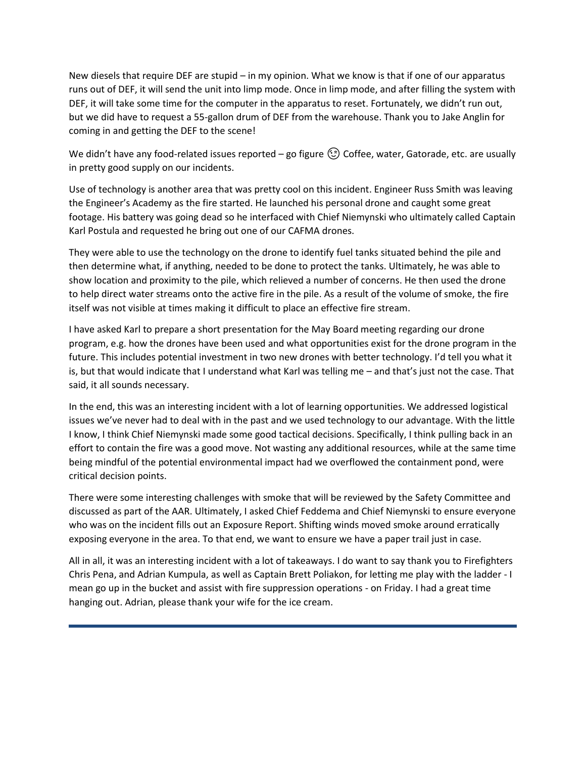New diesels that require DEF are stupid – in my opinion. What we know is that if one of our apparatus runs out of DEF, it will send the unit into limp mode. Once in limp mode, and after filling the system with DEF, it will take some time for the computer in the apparatus to reset. Fortunately, we didn't run out, but we did have to request a 55-gallon drum of DEF from the warehouse. Thank you to Jake Anglin for coming in and getting the DEF to the scene!

We didn't have any food-related issues reported – go figure 😉 Coffee, water, Gatorade, etc. are usually in pretty good supply on our incidents.

Use of technology is another area that was pretty cool on this incident. Engineer Russ Smith was leaving the Engineer's Academy as the fire started. He launched his personal drone and caught some great footage. His battery was going dead so he interfaced with Chief Niemynski who ultimately called Captain Karl Postula and requested he bring out one of our CAFMA drones.

They were able to use the technology on the drone to identify fuel tanks situated behind the pile and then determine what, if anything, needed to be done to protect the tanks. Ultimately, he was able to show location and proximity to the pile, which relieved a number of concerns. He then used the drone to help direct water streams onto the active fire in the pile. As a result of the volume of smoke, the fire itself was not visible at times making it difficult to place an effective fire stream.

I have asked Karl to prepare a short presentation for the May Board meeting regarding our drone program, e.g. how the drones have been used and what opportunities exist for the drone program in the future. This includes potential investment in two new drones with better technology. I'd tell you what it is, but that would indicate that I understand what Karl was telling me – and that's just not the case. That said, it all sounds necessary.

In the end, this was an interesting incident with a lot of learning opportunities. We addressed logistical issues we've never had to deal with in the past and we used technology to our advantage. With the little I know, I think Chief Niemynski made some good tactical decisions. Specifically, I think pulling back in an effort to contain the fire was a good move. Not wasting any additional resources, while at the same time being mindful of the potential environmental impact had we overflowed the containment pond, were critical decision points.

There were some interesting challenges with smoke that will be reviewed by the Safety Committee and discussed as part of the AAR. Ultimately, I asked Chief Feddema and Chief Niemynski to ensure everyone who was on the incident fills out an Exposure Report. Shifting winds moved smoke around erratically exposing everyone in the area. To that end, we want to ensure we have a paper trail just in case.

All in all, it was an interesting incident with a lot of takeaways. I do want to say thank you to Firefighters Chris Pena, and Adrian Kumpula, as well as Captain Brett Poliakon, for letting me play with the ladder - I mean go up in the bucket and assist with fire suppression operations - on Friday. I had a great time hanging out. Adrian, please thank your wife for the ice cream.